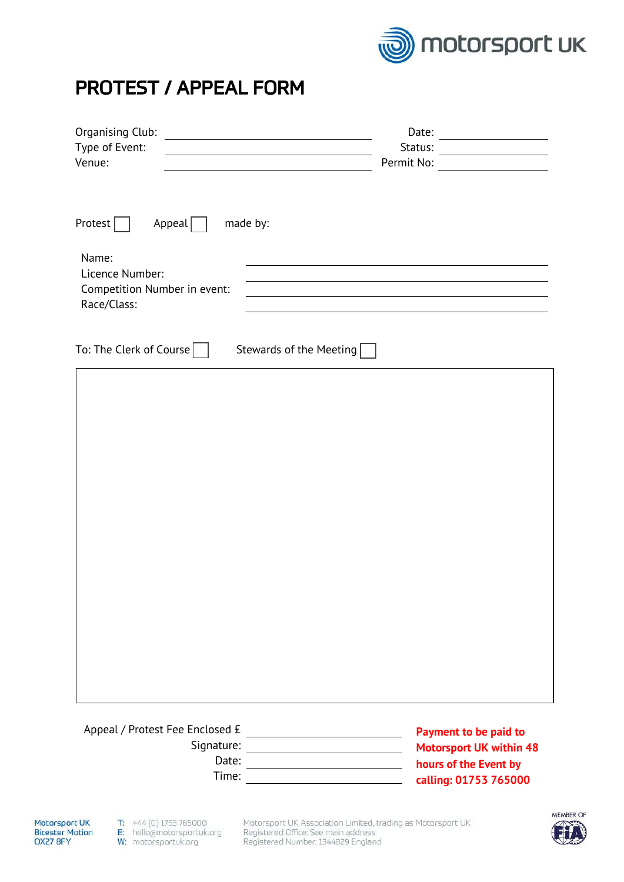# PROTEST / APPEAL FORM

Organising Club: ______________________ Date: ______________

Type of Event: ______________________ Status: ______________

Venue: ______________________ Permit No: ______________

Protest ☐ Appeal ☐ made by:

Name: ______________________

Licence Number: ______________________

Competition Number in event: ______________________

Race/Class: ______________________

To: The Clerk of Course ☐ Stewards of the Meeting ☐

Appeal / Protest Fee Enclosed £ ______________________

Signature: ______________________

Date: ______________________

Time: ______________________

**Payment to be paid to Motorsport UK within 48 hours of the Event by calling: 01753 765000**

Motorsport UK
Bicester Motion
OX27 8FY

T: +44 (0) 1753 765000
E: hello@motorsportuk.org
W: motorsportuk.org

Motorsport UK Association Limited, trading as Motorsport UK
Registered Office: See main address
Registered Number: 1344829 England

MEMBER OF FIA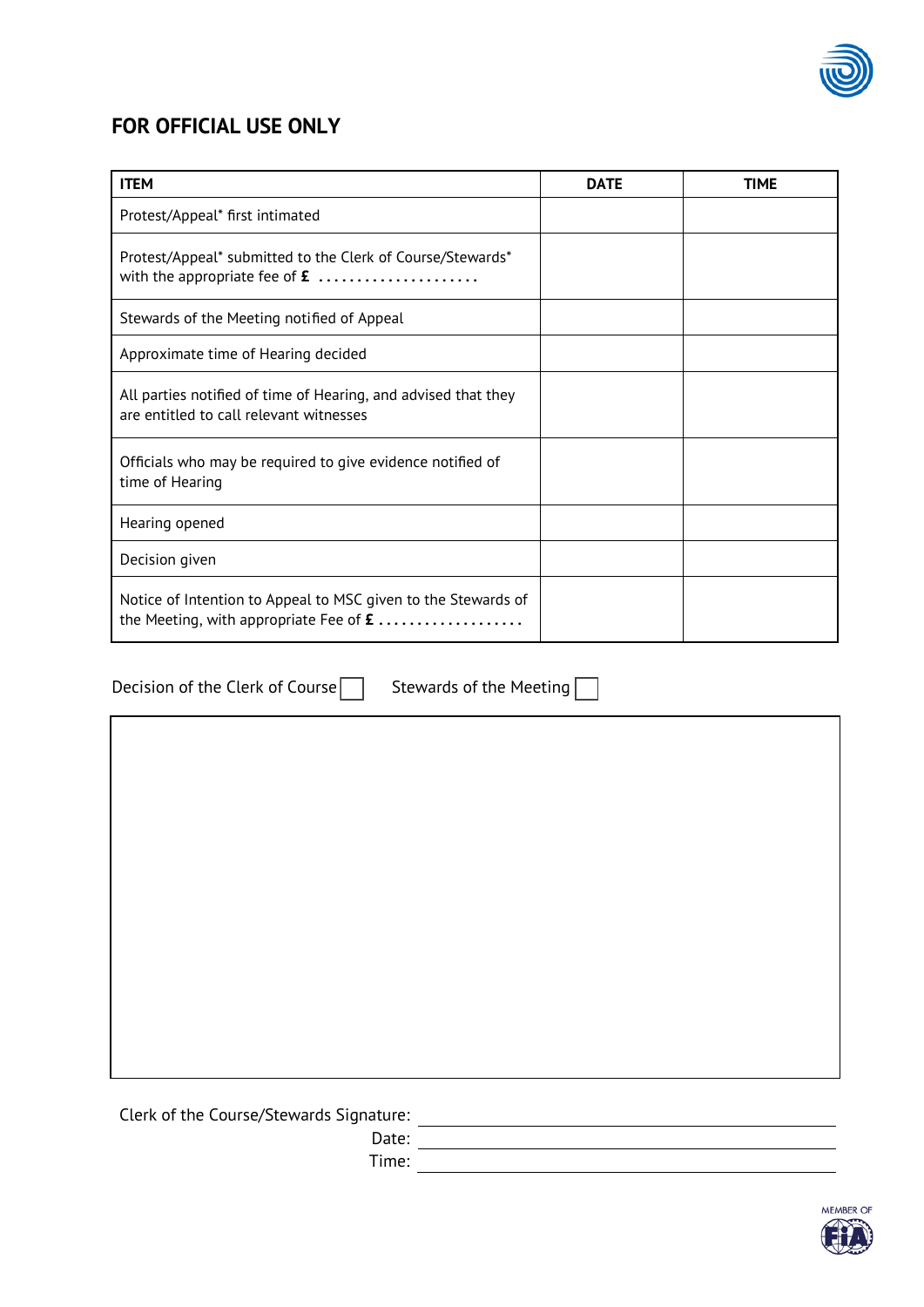## FOR OFFICIAL USE ONLY

| ITEM | DATE | TIME |
|---|---|---|
| Protest/Appeal* first intimated | | |
| Protest/Appeal* submitted to the Clerk of Course/Stewards* with the appropriate fee of **£** ..................... | | |
| Stewards of the Meeting notified of Appeal | | |
| Approximate time of Hearing decided | | |
| All parties notified of time of Hearing, and advised that they are entitled to call relevant witnesses | | |
| Officials who may be required to give evidence notified of time of Hearing | | |
| Hearing opened | | |
| Decision given | | |
| Notice of Intention to Appeal to MSC given to the Stewards of the Meeting, with appropriate Fee of **£** ................... | | |

Decision of the Clerk of Course ☐ Stewards of the Meeting ☐

Clerk of the Course/Stewards Signature: \_\_\_\_\_\_\_\_\_\_\_\_\_\_\_\_\_\_\_\_

Date: \_\_\_\_\_\_\_\_\_\_\_\_\_\_\_\_\_\_\_\_

Time: \_\_\_\_\_\_\_\_\_\_\_\_\_\_\_\_\_\_\_\_

MEMBER OF FIA